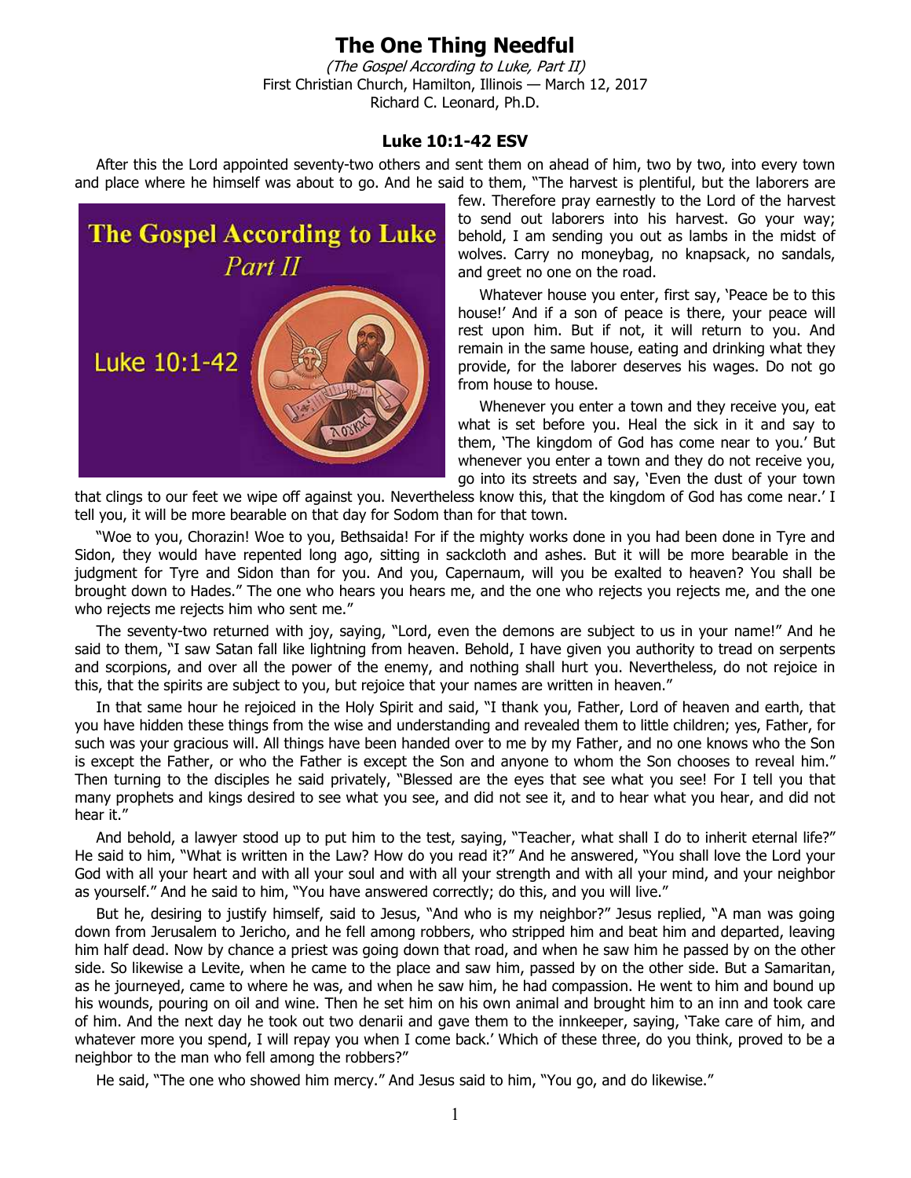# The One Thing Needful

*(The Gospel According to Luke, Part II)*
First Christian Church, Hamilton, Illinois — March 12, 2017
Richard C. Leonard, Ph.D.

## Luke 10:1-42 ESV

After this the Lord appointed seventy-two others and sent them on ahead of him, two by two, into every town and place where he himself was about to go. And he said to them, "The harvest is plentiful, but the laborers are few. Therefore pray earnestly to the Lord of the harvest to send out laborers into his harvest. Go your way; behold, I am sending you out as lambs in the midst of wolves. Carry no moneybag, no knapsack, no sandals, and greet no one on the road.

Whatever house you enter, first say, 'Peace be to this house!' And if a son of peace is there, your peace will rest upon him. But if not, it will return to you. And remain in the same house, eating and drinking what they provide, for the laborer deserves his wages. Do not go from house to house.

Whenever you enter a town and they receive you, eat what is set before you. Heal the sick in it and say to them, 'The kingdom of God has come near to you.' But whenever you enter a town and they do not receive you, go into its streets and say, 'Even the dust of your town that clings to our feet we wipe off against you. Nevertheless know this, that the kingdom of God has come near.' I tell you, it will be more bearable on that day for Sodom than for that town.

"Woe to you, Chorazin! Woe to you, Bethsaida! For if the mighty works done in you had been done in Tyre and Sidon, they would have repented long ago, sitting in sackcloth and ashes. But it will be more bearable in the judgment for Tyre and Sidon than for you. And you, Capernaum, will you be exalted to heaven? You shall be brought down to Hades." The one who hears you hears me, and the one who rejects you rejects me, and the one who rejects me rejects him who sent me."

The seventy-two returned with joy, saying, "Lord, even the demons are subject to us in your name!" And he said to them, "I saw Satan fall like lightning from heaven. Behold, I have given you authority to tread on serpents and scorpions, and over all the power of the enemy, and nothing shall hurt you. Nevertheless, do not rejoice in this, that the spirits are subject to you, but rejoice that your names are written in heaven."

In that same hour he rejoiced in the Holy Spirit and said, "I thank you, Father, Lord of heaven and earth, that you have hidden these things from the wise and understanding and revealed them to little children; yes, Father, for such was your gracious will. All things have been handed over to me by my Father, and no one knows who the Son is except the Father, or who the Father is except the Son and anyone to whom the Son chooses to reveal him." Then turning to the disciples he said privately, "Blessed are the eyes that see what you see! For I tell you that many prophets and kings desired to see what you see, and did not see it, and to hear what you hear, and did not hear it."

And behold, a lawyer stood up to put him to the test, saying, "Teacher, what shall I do to inherit eternal life?" He said to him, "What is written in the Law? How do you read it?" And he answered, "You shall love the Lord your God with all your heart and with all your soul and with all your strength and with all your mind, and your neighbor as yourself." And he said to him, "You have answered correctly; do this, and you will live."

But he, desiring to justify himself, said to Jesus, "And who is my neighbor?" Jesus replied, "A man was going down from Jerusalem to Jericho, and he fell among robbers, who stripped him and beat him and departed, leaving him half dead. Now by chance a priest was going down that road, and when he saw him he passed by on the other side. So likewise a Levite, when he came to the place and saw him, passed by on the other side. But a Samaritan, as he journeyed, came to where he was, and when he saw him, he had compassion. He went to him and bound up his wounds, pouring on oil and wine. Then he set him on his own animal and brought him to an inn and took care of him. And the next day he took out two denarii and gave them to the innkeeper, saying, 'Take care of him, and whatever more you spend, I will repay you when I come back.' Which of these three, do you think, proved to be a neighbor to the man who fell among the robbers?"

He said, "The one who showed him mercy." And Jesus said to him, "You go, and do likewise."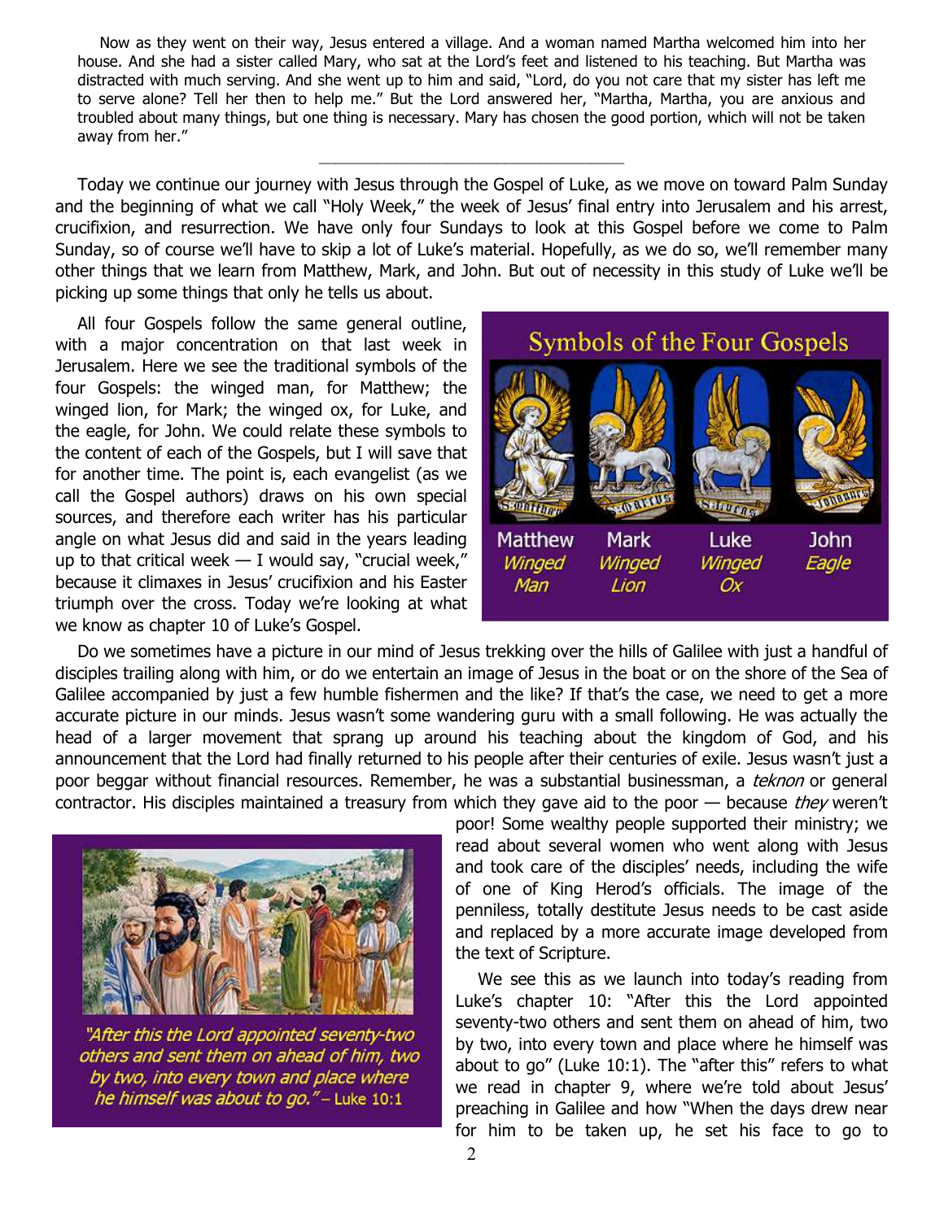Now as they went on their way, Jesus entered a village. And a woman named Martha welcomed him into her house. And she had a sister called Mary, who sat at the Lord's feet and listened to his teaching. But Martha was distracted with much serving. And she went up to him and said, "Lord, do you not care that my sister has left me to serve alone? Tell her then to help me." But the Lord answered her, "Martha, Martha, you are anxious and troubled about many things, but one thing is necessary. Mary has chosen the good portion, which will not be taken away from her."

---

Today we continue our journey with Jesus through the Gospel of Luke, as we move on toward Palm Sunday and the beginning of what we call "Holy Week," the week of Jesus' final entry into Jerusalem and his arrest, crucifixion, and resurrection. We have only four Sundays to look at this Gospel before we come to Palm Sunday, so of course we'll have to skip a lot of Luke's material. Hopefully, as we do so, we'll remember many other things that we learn from Matthew, Mark, and John. But out of necessity in this study of Luke we'll be picking up some things that only he tells us about.

All four Gospels follow the same general outline, with a major concentration on that last week in Jerusalem. Here we see the traditional symbols of the four Gospels: the winged man, for Matthew; the winged lion, for Mark; the winged ox, for Luke, and the eagle, for John. We could relate these symbols to the content of each of the Gospels, but I will save that for another time. The point is, each evangelist (as we call the Gospel authors) draws on his own special sources, and therefore each writer has his particular angle on what Jesus did and said in the years leading up to that critical week — I would say, "crucial week," because it climaxes in Jesus' crucifixion and his Easter triumph over the cross. Today we're looking at what we know as chapter 10 of Luke's Gospel.

Symbols of the Four Gospels

Matthew *Winged Man* — Mark *Winged Lion* — Luke *Winged Ox* — John *Eagle*

Do we sometimes have a picture in our mind of Jesus trekking over the hills of Galilee with just a handful of disciples trailing along with him, or do we entertain an image of Jesus in the boat or on the shore of the Sea of Galilee accompanied by just a few humble fishermen and the like? If that's the case, we need to get a more accurate picture in our minds. Jesus wasn't some wandering guru with a small following. He was actually the head of a larger movement that sprang up around his teaching about the kingdom of God, and his announcement that the Lord had finally returned to his people after their centuries of exile. Jesus wasn't just a poor beggar without financial resources. Remember, he was a substantial businessman, a *teknon* or general contractor. His disciples maintained a treasury from which they gave aid to the poor — because *they* weren't poor! Some wealthy people supported their ministry; we read about several women who went along with Jesus and took care of the disciples' needs, including the wife of one of King Herod's officials. The image of the penniless, totally destitute Jesus needs to be cast aside and replaced by a more accurate image developed from the text of Scripture.

*"After this the Lord appointed seventy-two others and sent them on ahead of him, two by two, into every town and place where he himself was about to go."* – Luke 10:1

We see this as we launch into today's reading from Luke's chapter 10: "After this the Lord appointed seventy-two others and sent them on ahead of him, two by two, into every town and place where he himself was about to go" (Luke 10:1). The "after this" refers to what we read in chapter 9, where we're told about Jesus' preaching in Galilee and how "When the days drew near for him to be taken up, he set his face to go to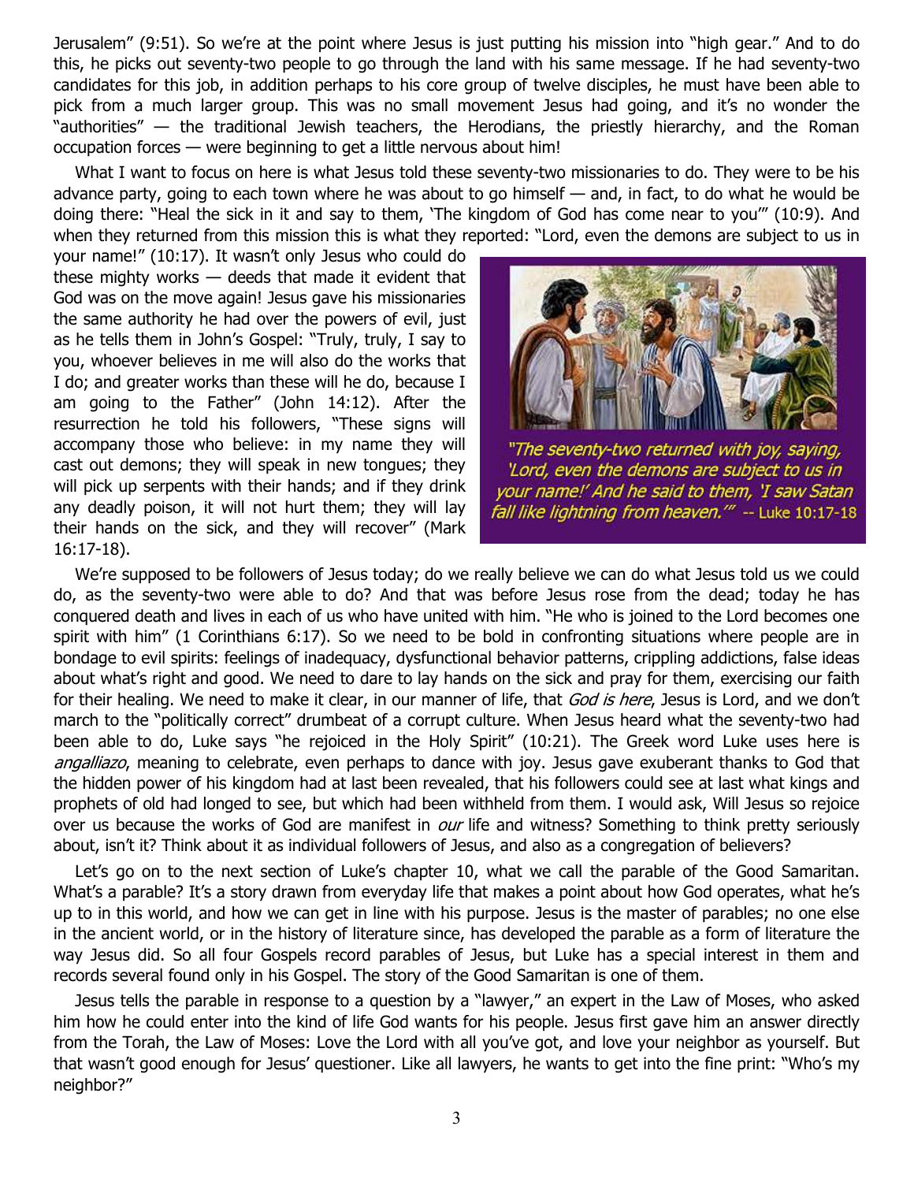Jerusalem" (9:51). So we're at the point where Jesus is just putting his mission into "high gear." And to do this, he picks out seventy-two people to go through the land with his same message. If he had seventy-two candidates for this job, in addition perhaps to his core group of twelve disciples, he must have been able to pick from a much larger group. This was no small movement Jesus had going, and it's no wonder the "authorities" — the traditional Jewish teachers, the Herodians, the priestly hierarchy, and the Roman occupation forces — were beginning to get a little nervous about him!

What I want to focus on here is what Jesus told these seventy-two missionaries to do. They were to be his advance party, going to each town where he was about to go himself — and, in fact, to do what he would be doing there: "Heal the sick in it and say to them, 'The kingdom of God has come near to you'" (10:9). And when they returned from this mission this is what they reported: "Lord, even the demons are subject to us in your name!" (10:17). It wasn't only Jesus who could do these mighty works — deeds that made it evident that God was on the move again! Jesus gave his missionaries the same authority he had over the powers of evil, just as he tells them in John's Gospel: "Truly, truly, I say to you, whoever believes in me will also do the works that I do; and greater works than these will he do, because I am going to the Father" (John 14:12). After the resurrection he told his followers, "These signs will accompany those who believe: in my name they will cast out demons; they will speak in new tongues; they will pick up serpents with their hands; and if they drink any deadly poison, it will not hurt them; they will lay their hands on the sick, and they will recover" (Mark 16:17-18).

*"The seventy-two returned with joy, saying, 'Lord, even the demons are subject to us in your name!' And he said to them, 'I saw Satan fall like lightning from heaven.'"* -- Luke 10:17-18

We're supposed to be followers of Jesus today; do we really believe we can do what Jesus told us we could do, as the seventy-two were able to do? And that was before Jesus rose from the dead; today he has conquered death and lives in each of us who have united with him. "He who is joined to the Lord becomes one spirit with him" (1 Corinthians 6:17). So we need to be bold in confronting situations where people are in bondage to evil spirits: feelings of inadequacy, dysfunctional behavior patterns, crippling addictions, false ideas about what's right and good. We need to dare to lay hands on the sick and pray for them, exercising our faith for their healing. We need to make it clear, in our manner of life, that *God is here*, Jesus is Lord, and we don't march to the "politically correct" drumbeat of a corrupt culture. When Jesus heard what the seventy-two had been able to do, Luke says "he rejoiced in the Holy Spirit" (10:21). The Greek word Luke uses here is *angalliazo*, meaning to celebrate, even perhaps to dance with joy. Jesus gave exuberant thanks to God that the hidden power of his kingdom had at last been revealed, that his followers could see at last what kings and prophets of old had longed to see, but which had been withheld from them. I would ask, Will Jesus so rejoice over us because the works of God are manifest in *our* life and witness? Something to think pretty seriously about, isn't it? Think about it as individual followers of Jesus, and also as a congregation of believers?

Let's go on to the next section of Luke's chapter 10, what we call the parable of the Good Samaritan. What's a parable? It's a story drawn from everyday life that makes a point about how God operates, what he's up to in this world, and how we can get in line with his purpose. Jesus is the master of parables; no one else in the ancient world, or in the history of literature since, has developed the parable as a form of literature the way Jesus did. So all four Gospels record parables of Jesus, but Luke has a special interest in them and records several found only in his Gospel. The story of the Good Samaritan is one of them.

Jesus tells the parable in response to a question by a "lawyer," an expert in the Law of Moses, who asked him how he could enter into the kind of life God wants for his people. Jesus first gave him an answer directly from the Torah, the Law of Moses: Love the Lord with all you've got, and love your neighbor as yourself. But that wasn't good enough for Jesus' questioner. Like all lawyers, he wants to get into the fine print: "Who's my neighbor?"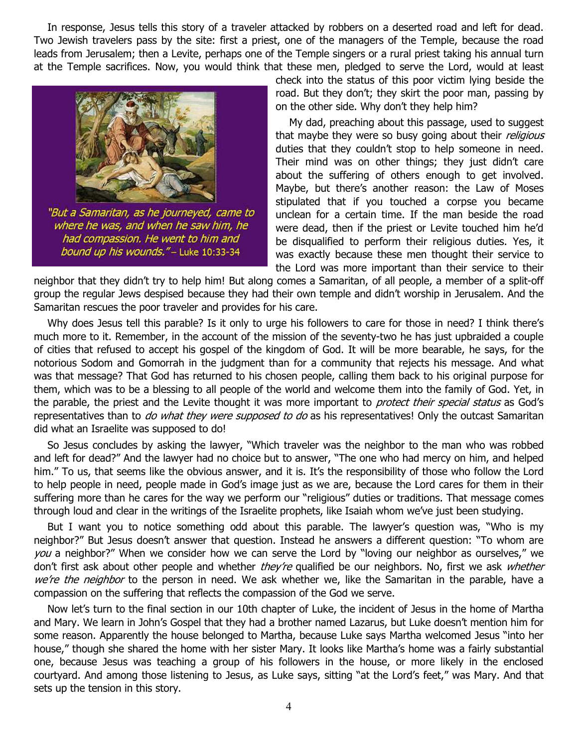In response, Jesus tells this story of a traveler attacked by robbers on a deserted road and left for dead. Two Jewish travelers pass by the site: first a priest, one of the managers of the Temple, because the road leads from Jerusalem; then a Levite, perhaps one of the Temple singers or a rural priest taking his annual turn at the Temple sacrifices. Now, you would think that these men, pledged to serve the Lord, would at least check into the status of this poor victim lying beside the road. But they don't; they skirt the poor man, passing by on the other side. Why don't they help him?

*"But a Samaritan, as he journeyed, came to where he was, and when he saw him, he had compassion. He went to him and bound up his wounds."* – Luke 10:33-34

My dad, preaching about this passage, used to suggest that maybe they were so busy going about their *religious* duties that they couldn't stop to help someone in need. Their mind was on other things; they just didn't care about the suffering of others enough to get involved. Maybe, but there's another reason: the Law of Moses stipulated that if you touched a corpse you became unclean for a certain time. If the man beside the road were dead, then if the priest or Levite touched him he'd be disqualified to perform their religious duties. Yes, it was exactly because these men thought their service to the Lord was more important than their service to their neighbor that they didn't try to help him! But along comes a Samaritan, of all people, a member of a split-off group the regular Jews despised because they had their own temple and didn't worship in Jerusalem. And the Samaritan rescues the poor traveler and provides for his care.

Why does Jesus tell this parable? Is it only to urge his followers to care for those in need? I think there's much more to it. Remember, in the account of the mission of the seventy-two he has just upbraided a couple of cities that refused to accept his gospel of the kingdom of God. It will be more bearable, he says, for the notorious Sodom and Gomorrah in the judgment than for a community that rejects his message. And what was that message? That God has returned to his chosen people, calling them back to his original purpose for them, which was to be a blessing to all people of the world and welcome them into the family of God. Yet, in the parable, the priest and the Levite thought it was more important to *protect their special status* as God's representatives than to *do what they were supposed to do* as his representatives! Only the outcast Samaritan did what an Israelite was supposed to do!

So Jesus concludes by asking the lawyer, "Which traveler was the neighbor to the man who was robbed and left for dead?" And the lawyer had no choice but to answer, "The one who had mercy on him, and helped him." To us, that seems like the obvious answer, and it is. It's the responsibility of those who follow the Lord to help people in need, people made in God's image just as we are, because the Lord cares for them in their suffering more than he cares for the way we perform our "religious" duties or traditions. That message comes through loud and clear in the writings of the Israelite prophets, like Isaiah whom we've just been studying.

But I want you to notice something odd about this parable. The lawyer's question was, "Who is my neighbor?" But Jesus doesn't answer that question. Instead he answers a different question: "To whom are *you* a neighbor?" When we consider how we can serve the Lord by "loving our neighbor as ourselves," we don't first ask about other people and whether *they're* qualified be our neighbors. No, first we ask *whether we're the neighbor* to the person in need. We ask whether we, like the Samaritan in the parable, have a compassion on the suffering that reflects the compassion of the God we serve.

Now let's turn to the final section in our 10th chapter of Luke, the incident of Jesus in the home of Martha and Mary. We learn in John's Gospel that they had a brother named Lazarus, but Luke doesn't mention him for some reason. Apparently the house belonged to Martha, because Luke says Martha welcomed Jesus "into her house," though she shared the home with her sister Mary. It looks like Martha's home was a fairly substantial one, because Jesus was teaching a group of his followers in the house, or more likely in the enclosed courtyard. And among those listening to Jesus, as Luke says, sitting "at the Lord's feet," was Mary. And that sets up the tension in this story.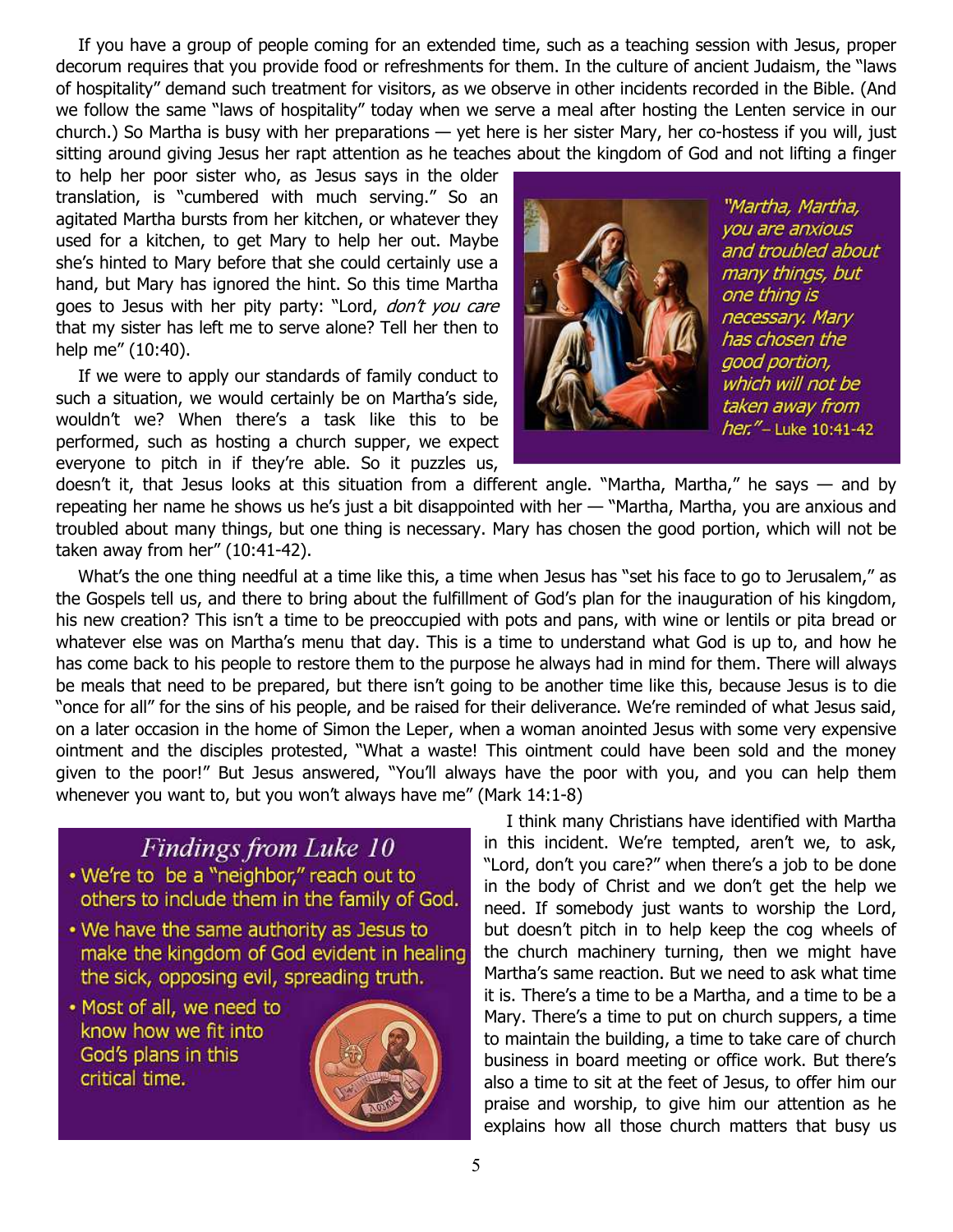If you have a group of people coming for an extended time, such as a teaching session with Jesus, proper decorum requires that you provide food or refreshments for them. In the culture of ancient Judaism, the "laws of hospitality" demand such treatment for visitors, as we observe in other incidents recorded in the Bible. (And we follow the same "laws of hospitality" today when we serve a meal after hosting the Lenten service in our church.) So Martha is busy with her preparations — yet here is her sister Mary, her co-hostess if you will, just sitting around giving Jesus her rapt attention as he teaches about the kingdom of God and not lifting a finger to help her poor sister who, as Jesus says in the older translation, is "cumbered with much serving." So an agitated Martha bursts from her kitchen, or whatever they used for a kitchen, to get Mary to help her out. Maybe she's hinted to Mary before that she could certainly use a hand, but Mary has ignored the hint. So this time Martha goes to Jesus with her pity party: "Lord, *don't you care* that my sister has left me to serve alone? Tell her then to help me" (10:40).

*"Martha, Martha, you are anxious and troubled about many things, but one thing is necessary. Mary has chosen the good portion, which will not be taken away from her."* – Luke 10:41-42

If we were to apply our standards of family conduct to such a situation, we would certainly be on Martha's side, wouldn't we? When there's a task like this to be performed, such as hosting a church supper, we expect everyone to pitch in if they're able. So it puzzles us, doesn't it, that Jesus looks at this situation from a different angle. "Martha, Martha," he says — and by repeating her name he shows us he's just a bit disappointed with her — "Martha, Martha, you are anxious and troubled about many things, but one thing is necessary. Mary has chosen the good portion, which will not be taken away from her" (10:41-42).

What's the one thing needful at a time like this, a time when Jesus has "set his face to go to Jerusalem," as the Gospels tell us, and there to bring about the fulfillment of God's plan for the inauguration of his kingdom, his new creation? This isn't a time to be preoccupied with pots and pans, with wine or lentils or pita bread or whatever else was on Martha's menu that day. This is a time to understand what God is up to, and how he has come back to his people to restore them to the purpose he always had in mind for them. There will always be meals that need to be prepared, but there isn't going to be another time like this, because Jesus is to die "once for all" for the sins of his people, and be raised for their deliverance. We're reminded of what Jesus said, on a later occasion in the home of Simon the Leper, when a woman anointed Jesus with some very expensive ointment and the disciples protested, "What a waste! This ointment could have been sold and the money given to the poor!" But Jesus answered, "You'll always have the poor with you, and you can help them whenever you want to, but you won't always have me" (Mark 14:1-8)

## *Findings from Luke 10*

- We're to be a "neighbor," reach out to others to include them in the family of God.
- We have the same authority as Jesus to make the kingdom of God evident in healing the sick, opposing evil, spreading truth.
- Most of all, we need to know how we fit into God's plans in this critical time.

I think many Christians have identified with Martha in this incident. We're tempted, aren't we, to ask, "Lord, don't you care?" when there's a job to be done in the body of Christ and we don't get the help we need. If somebody just wants to worship the Lord, but doesn't pitch in to help keep the cog wheels of the church machinery turning, then we might have Martha's same reaction. But we need to ask what time it is. There's a time to be a Martha, and a time to be a Mary. There's a time to put on church suppers, a time to maintain the building, a time to take care of church business in board meeting or office work. But there's also a time to sit at the feet of Jesus, to offer him our praise and worship, to give him our attention as he explains how all those church matters that busy us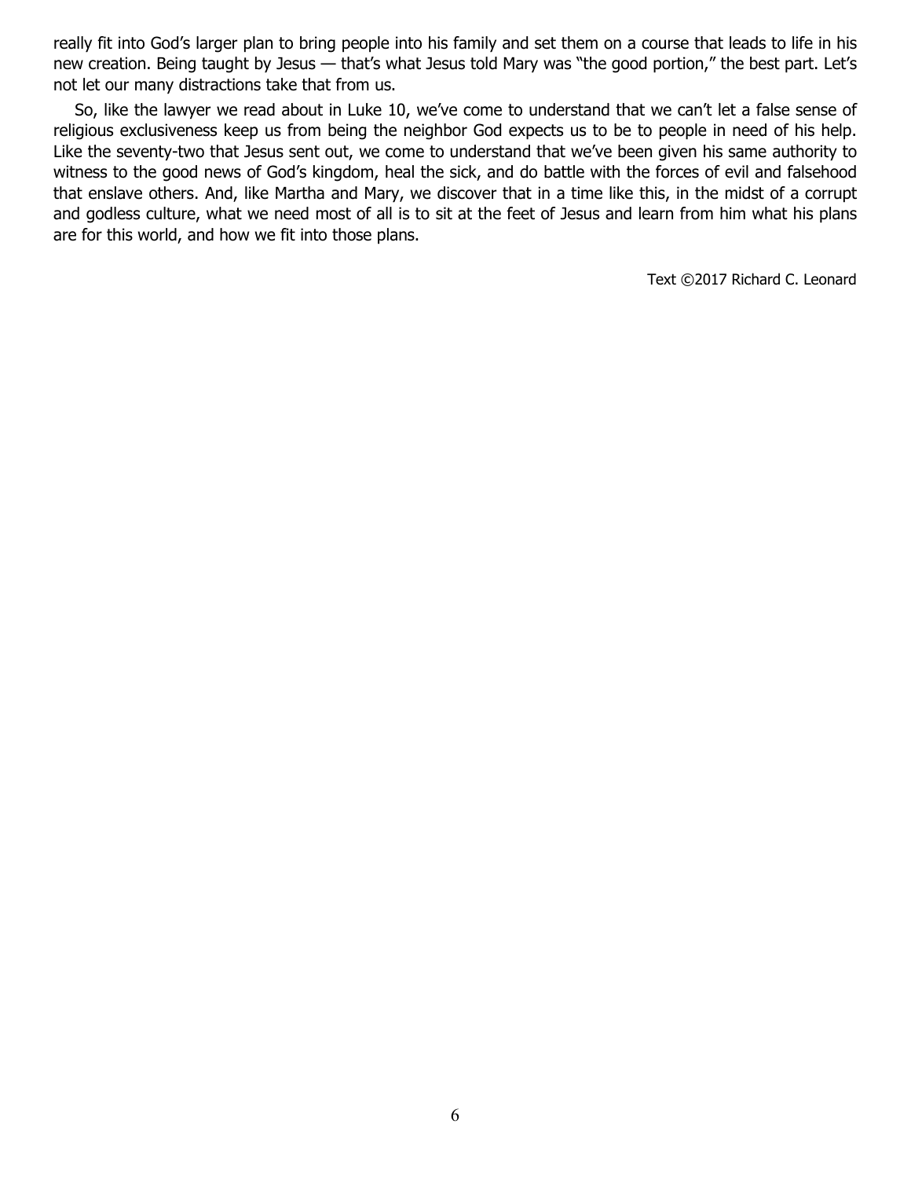really fit into God's larger plan to bring people into his family and set them on a course that leads to life in his new creation. Being taught by Jesus — that's what Jesus told Mary was "the good portion," the best part. Let's not let our many distractions take that from us.

So, like the lawyer we read about in Luke 10, we've come to understand that we can't let a false sense of religious exclusiveness keep us from being the neighbor God expects us to be to people in need of his help. Like the seventy-two that Jesus sent out, we come to understand that we've been given his same authority to witness to the good news of God's kingdom, heal the sick, and do battle with the forces of evil and falsehood that enslave others. And, like Martha and Mary, we discover that in a time like this, in the midst of a corrupt and godless culture, what we need most of all is to sit at the feet of Jesus and learn from him what his plans are for this world, and how we fit into those plans.

Text ©2017 Richard C. Leonard